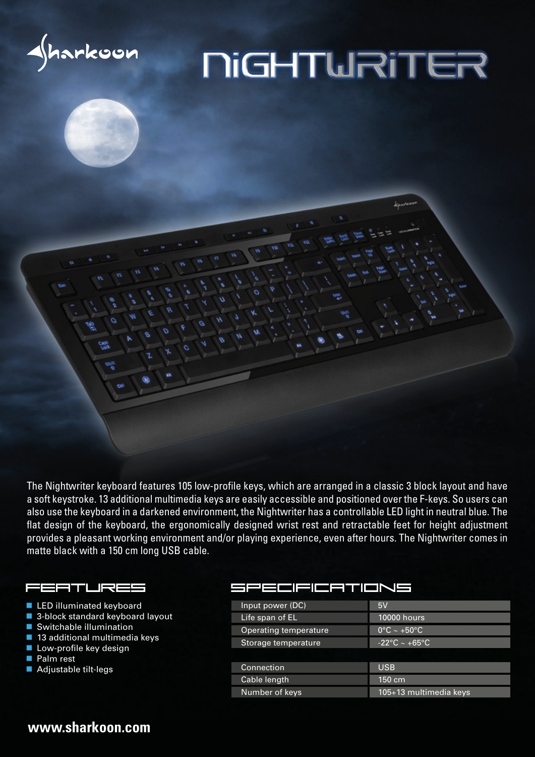Sharkoon

# NIGHTWRITER

The Nightwriter keyboard features 105 low-profile keys, which are arranged in a classic 3 block layout and have a soft keystroke. 13 additional multimedia keys are easily accessible and positioned over the F-keys. So users can also use the keyboard in a darkened environment, the Nightwriter has a controllable LED light in neutral blue. The flat design of the keyboard, the ergonomically designed wrist rest and retractable feet for height adjustment provides a pleasant working environment and/or playing experience, even after hours. The Nightwriter comes in matte black with a 150 cm long USB cable.

## FEATURES

- LED illuminated keyboard
- 3-block standard keyboard layout
- Switchable illumination
- 13 additional multimedia keys
- Low-profile key design
- Palm rest
- Adjustable tilt-legs

## SPECIFICATIONS

| | |
|---|---|
| Input power (DC) | 5V |
| Life span of EL | 10000 hours |
| Operating temperature | 0°C ~ +50°C |
| Storage temperature | -22°C ~ +65°C |
| Connection | USB |
| Cable length | 150 cm |
| Number of keys | 105+13 multimedia keys |

**www.sharkoon.com**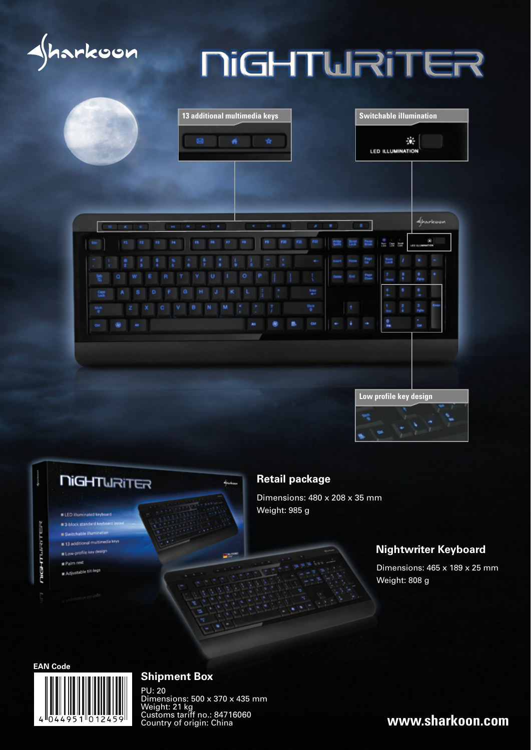Sharkoon

# NIGHTWRITER

13 additional multimedia keys

Switchable illumination

Low profile key design

## Retail package

Dimensions: 480 x 208 x 35 mm
Weight: 985 g

## Nightwriter Keyboard

Dimensions: 465 x 189 x 25 mm
Weight: 808 g

**EAN Code**

4 044951 012459

## Shipment Box

PU: 20
Dimensions: 500 x 370 x 435 mm
Weight: 21 kg
Customs tariff no.: 84716060
Country of origin: China

**www.sharkoon.com**